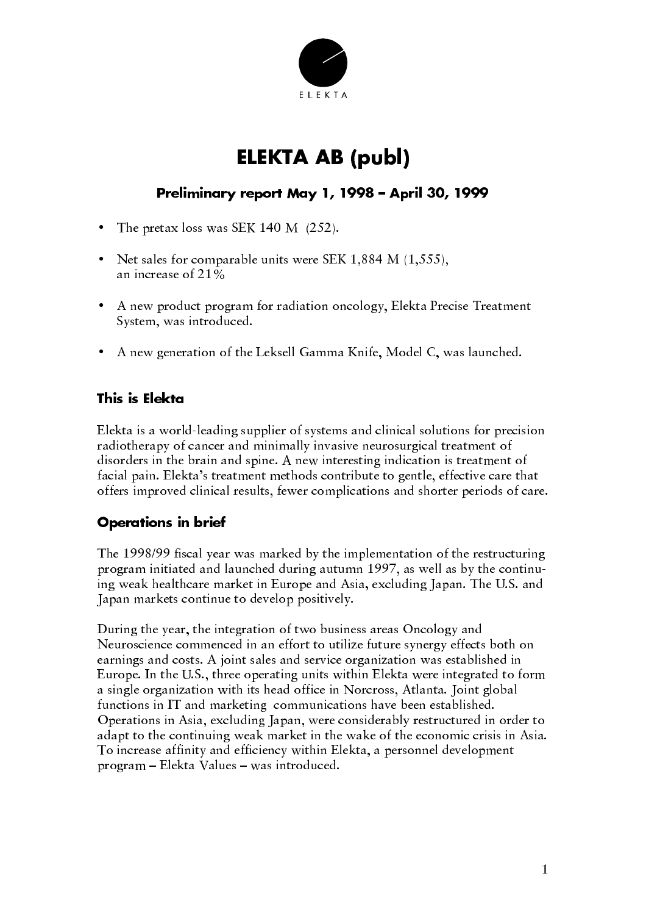ELEKTA

# ELEKTA AB (publ)

## Preliminary report May 1, 1998 – April 30, 1999

- The pretax loss was SEK 140 M (252).
- Net sales for comparable units were SEK 1,884 M (1,555), an increase of 21%
- A new product program for radiation oncology, Elekta Precise Treatment System, was introduced.
- A new generation of the Leksell Gamma Knife, Model C, was launched.

### This is Elekta

Elekta is a world-leading supplier of systems and clinical solutions for precision radiotherapy of cancer and minimally invasive neurosurgical treatment of disorders in the brain and spine. A new interesting indication is treatment of facial pain. Elekta's treatment methods contribute to gentle, effective care that offers improved clinical results, fewer complications and shorter periods of care.

### Operations in brief

The 1998/99 fiscal year was marked by the implementation of the restructuring program initiated and launched during autumn 1997, as well as by the continuing weak healthcare market in Europe and Asia, excluding Japan. The U.S. and Japan markets continue to develop positively.

During the year, the integration of two business areas Oncology and Neuroscience commenced in an effort to utilize future synergy effects both on earnings and costs. A joint sales and service organization was established in Europe. In the U.S., three operating units within Elekta were integrated to form a single organization with its head office in Norcross, Atlanta. Joint global functions in IT and marketing communications have been established. Operations in Asia, excluding Japan, were considerably restructured in order to adapt to the continuing weak market in the wake of the economic crisis in Asia. To increase affinity and efficiency within Elekta, a personnel development program – Elekta Values – was introduced.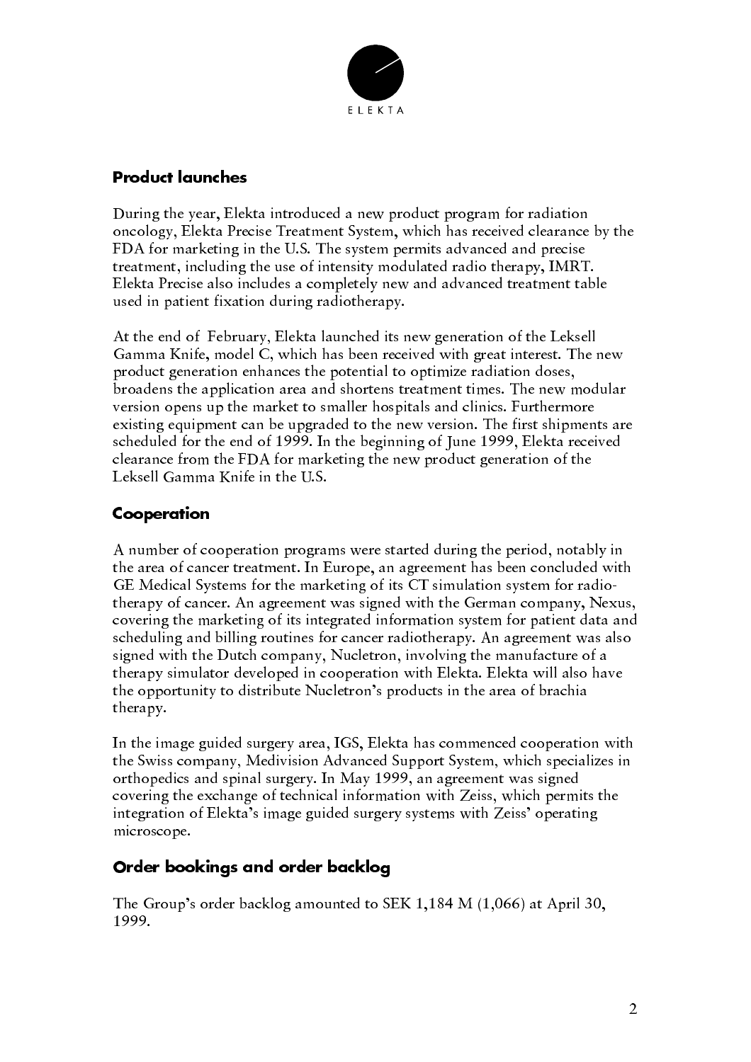## Product launches

During the year, Elekta introduced a new product program for radiation oncology, Elekta Precise Treatment System, which has received clearance by the FDA for marketing in the U.S. The system permits advanced and precise treatment, including the use of intensity modulated radio therapy, IMRT. Elekta Precise also includes a completely new and advanced treatment table used in patient fixation during radiotherapy.

At the end of February, Elekta launched its new generation of the Leksell Gamma Knife, model C, which has been received with great interest. The new product generation enhances the potential to optimize radiation doses, broadens the application area and shortens treatment times. The new modular version opens up the market to smaller hospitals and clinics. Furthermore existing equipment can be upgraded to the new version. The first shipments are scheduled for the end of 1999. In the beginning of June 1999, Elekta received clearance from the FDA for marketing the new product generation of the Leksell Gamma Knife in the U.S.

## Cooperation

A number of cooperation programs were started during the period, notably in the area of cancer treatment. In Europe, an agreement has been concluded with GE Medical Systems for the marketing of its CT simulation system for radio-therapy of cancer. An agreement was signed with the German company, Nexus, covering the marketing of its integrated information system for patient data and scheduling and billing routines for cancer radiotherapy. An agreement was also signed with the Dutch company, Nucletron, involving the manufacture of a therapy simulator developed in cooperation with Elekta. Elekta will also have the opportunity to distribute Nucletron's products in the area of brachia therapy.

In the image guided surgery area, IGS, Elekta has commenced cooperation with the Swiss company, Medivision Advanced Support System, which specializes in orthopedics and spinal surgery. In May 1999, an agreement was signed covering the exchange of technical information with Zeiss, which permits the integration of Elekta's image guided surgery systems with Zeiss' operating microscope.

## Order bookings and order backlog

The Group's order backlog amounted to SEK 1,184 M (1,066) at April 30, 1999.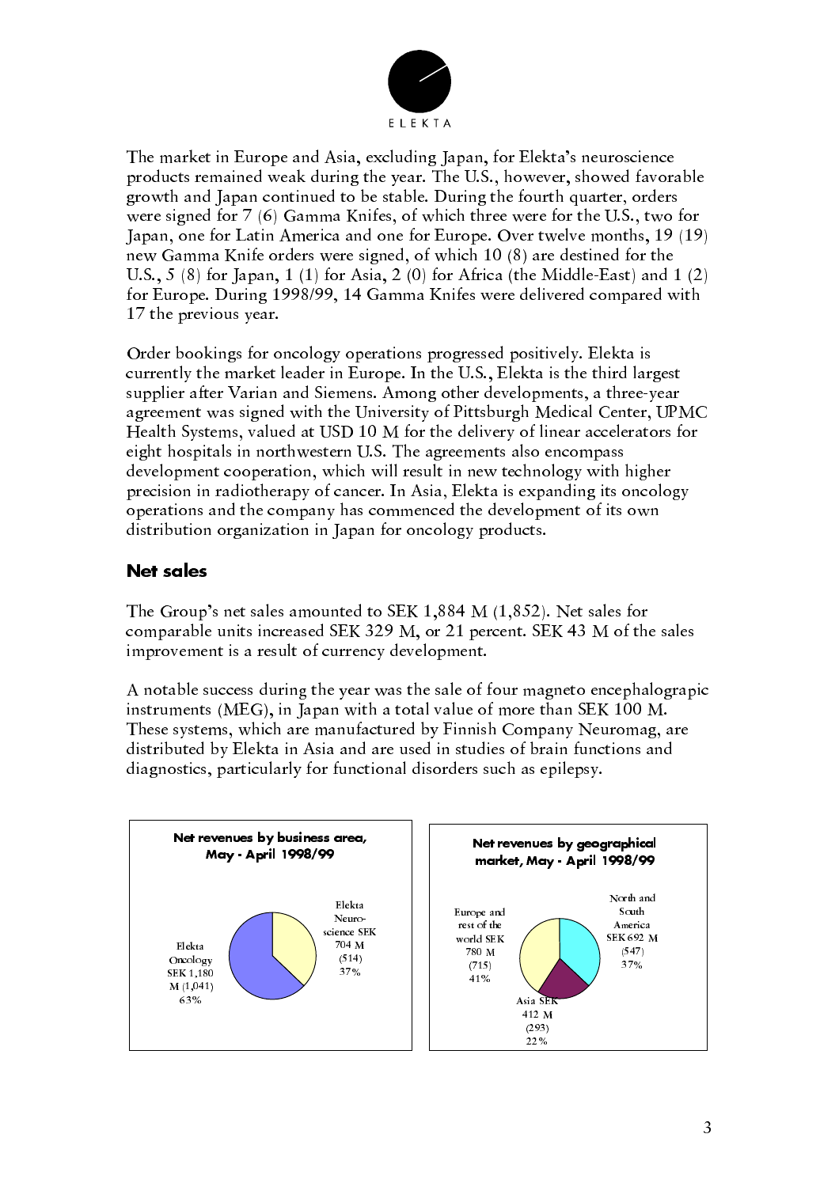The market in Europe and Asia, excluding Japan, for Elekta's neuroscience products remained weak during the year. The U.S., however, showed favorable growth and Japan continued to be stable. During the fourth quarter, orders were signed for 7 (6) Gamma Knifes, of which three were for the U.S., two for Japan, one for Latin America and one for Europe. Over twelve months, 19 (19) new Gamma Knife orders were signed, of which 10 (8) are destined for the U.S., 5 (8) for Japan, 1 (1) for Asia, 2 (0) for Africa (the Middle-East) and 1 (2) for Europe. During 1998/99, 14 Gamma Knifes were delivered compared with 17 the previous year.

Order bookings for oncology operations progressed positively. Elekta is currently the market leader in Europe. In the U.S., Elekta is the third largest supplier after Varian and Siemens. Among other developments, a three-year agreement was signed with the University of Pittsburgh Medical Center, UPMC Health Systems, valued at USD 10 M for the delivery of linear accelerators for eight hospitals in northwestern U.S. The agreements also encompass development cooperation, which will result in new technology with higher precision in radiotherapy of cancer. In Asia, Elekta is expanding its oncology operations and the company has commenced the development of its own distribution organization in Japan for oncology products.

## Net sales

The Group's net sales amounted to SEK 1,884 M (1,852). Net sales for comparable units increased SEK 329 M, or 21 percent. SEK 43 M of the sales improvement is a result of currency development.

A notable success during the year was the sale of four magneto encephalograpic instruments (MEG), in Japan with a total value of more than SEK 100 M. These systems, which are manufactured by Finnish Company Neuromag, are distributed by Elekta in Asia and are used in studies of brain functions and diagnostics, particularly for functional disorders such as epilepsy.

**Net revenues by business area, May - April 1998/99**

- Elekta Oncology SEK 1,180 M (1,041) 63%
- Elekta Neuroscience SEK 704 M (514) 37%

**Net revenues by geographical market, May - April 1998/99**

- North and South America SEK 692 M (547) 37%
- Asia SEK 412 M (293) 22%
- Europe and rest of the world SEK 780 M (715) 41%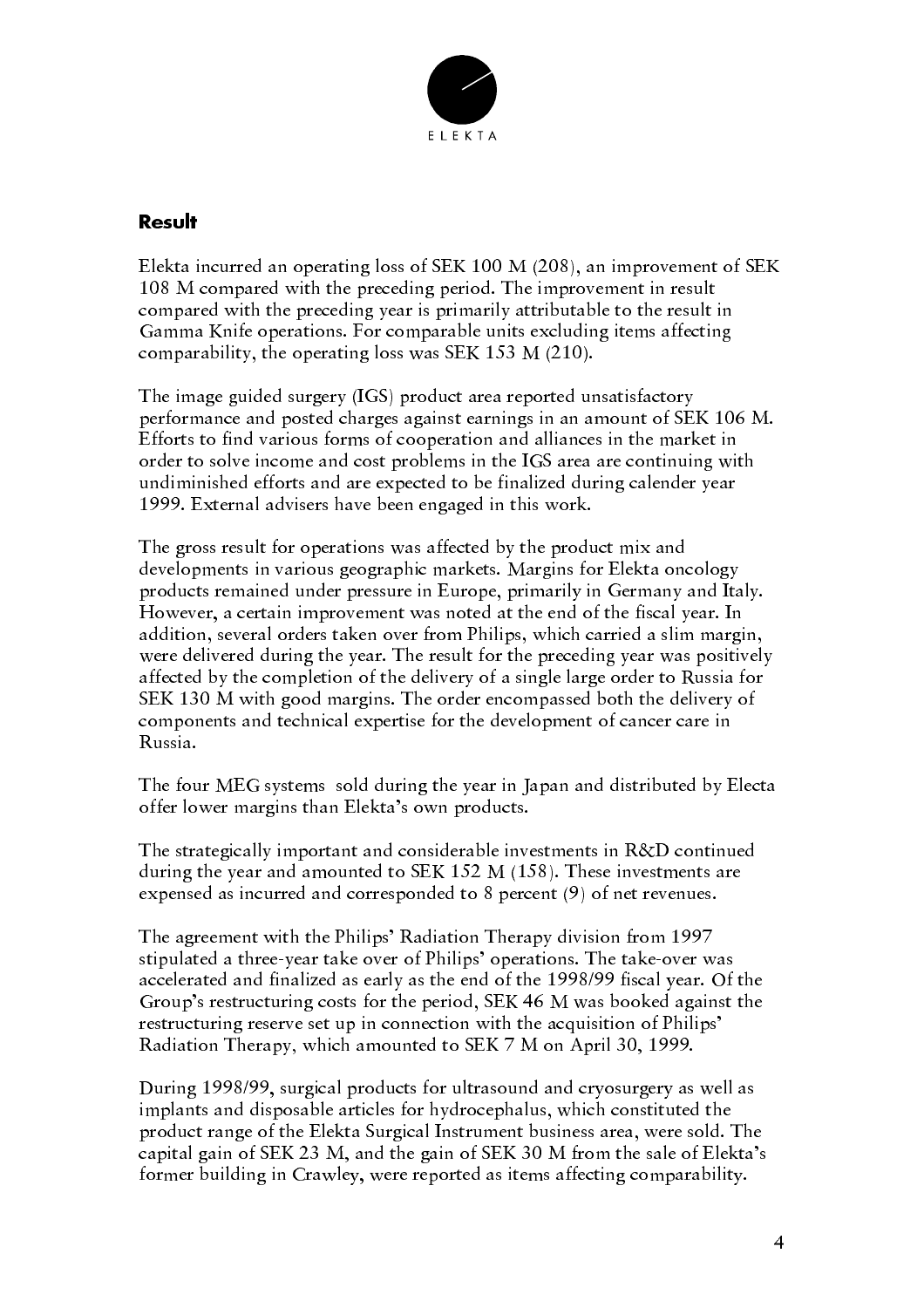## Result

Elekta incurred an operating loss of SEK 100 M (208), an improvement of SEK 108 M compared with the preceding period. The improvement in result compared with the preceding year is primarily attributable to the result in Gamma Knife operations. For comparable units excluding items affecting comparability, the operating loss was SEK 153 M (210).

The image guided surgery (IGS) product area reported unsatisfactory performance and posted charges against earnings in an amount of SEK 106 M. Efforts to find various forms of cooperation and alliances in the market in order to solve income and cost problems in the IGS area are continuing with undiminished efforts and are expected to be finalized during calender year 1999. External advisers have been engaged in this work.

The gross result for operations was affected by the product mix and developments in various geographic markets. Margins for Elekta oncology products remained under pressure in Europe, primarily in Germany and Italy. However, a certain improvement was noted at the end of the fiscal year. In addition, several orders taken over from Philips, which carried a slim margin, were delivered during the year. The result for the preceding year was positively affected by the completion of the delivery of a single large order to Russia for SEK 130 M with good margins. The order encompassed both the delivery of components and technical expertise for the development of cancer care in Russia.

The four MEG systems sold during the year in Japan and distributed by Electa offer lower margins than Elekta's own products.

The strategically important and considerable investments in R&D continued during the year and amounted to SEK 152 M (158). These investments are expensed as incurred and corresponded to 8 percent (9) of net revenues.

The agreement with the Philips' Radiation Therapy division from 1997 stipulated a three-year take over of Philips' operations. The take-over was accelerated and finalized as early as the end of the 1998/99 fiscal year. Of the Group's restructuring costs for the period, SEK 46 M was booked against the restructuring reserve set up in connection with the acquisition of Philips' Radiation Therapy, which amounted to SEK 7 M on April 30, 1999.

During 1998/99, surgical products for ultrasound and cryosurgery as well as implants and disposable articles for hydrocephalus, which constituted the product range of the Elekta Surgical Instrument business area, were sold. The capital gain of SEK 23 M, and the gain of SEK 30 M from the sale of Elekta's former building in Crawley, were reported as items affecting comparability.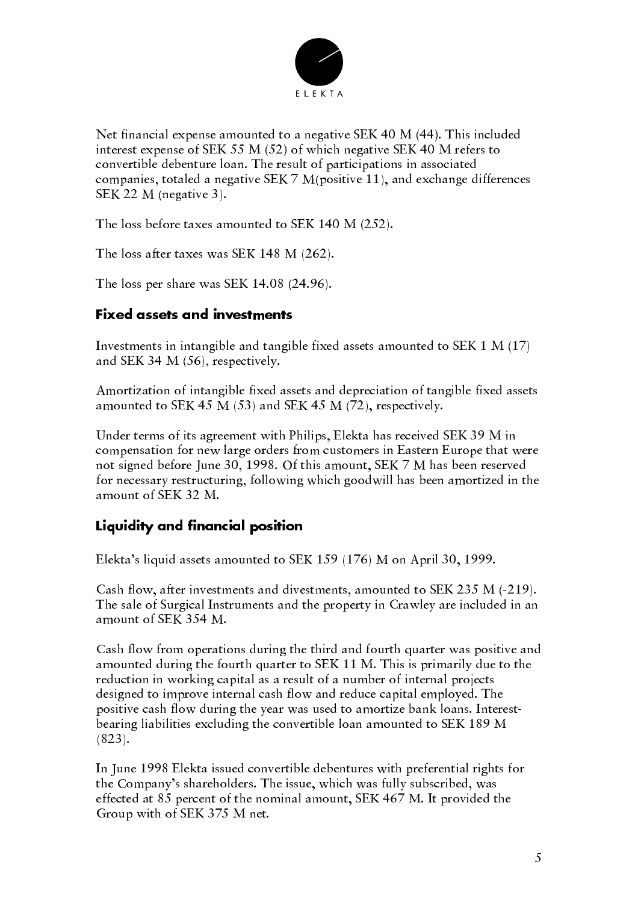Net financial expense amounted to a negative SEK 40 M (44). This included interest expense of SEK 55 M (52) of which negative SEK 40 M refers to convertible debenture loan. The result of participations in associated companies, totaled a negative SEK 7 M(positive 11), and exchange differences SEK 22 M (negative 3).

The loss before taxes amounted to SEK 140 M (252).

The loss after taxes was SEK 148 M (262).

The loss per share was SEK 14.08 (24.96).

## Fixed assets and investments

Investments in intangible and tangible fixed assets amounted to SEK 1 M (17) and SEK 34 M (56), respectively.

Amortization of intangible fixed assets and depreciation of tangible fixed assets amounted to SEK 45 M (53) and SEK 45 M (72), respectively.

Under terms of its agreement with Philips, Elekta has received SEK 39 M in compensation for new large orders from customers in Eastern Europe that were not signed before June 30, 1998. Of this amount, SEK 7 M has been reserved for necessary restructuring, following which goodwill has been amortized in the amount of SEK 32 M.

## Liquidity and financial position

Elekta's liquid assets amounted to SEK 159 (176) M on April 30, 1999.

Cash flow, after investments and divestments, amounted to SEK 235 M (-219). The sale of Surgical Instruments and the property in Crawley are included in an amount of SEK 354 M.

Cash flow from operations during the third and fourth quarter was positive and amounted during the fourth quarter to SEK 11 M. This is primarily due to the reduction in working capital as a result of a number of internal projects designed to improve internal cash flow and reduce capital employed. The positive cash flow during the year was used to amortize bank loans. Interest-bearing liabilities excluding the convertible loan amounted to SEK 189 M (823).

In June 1998 Elekta issued convertible debentures with preferential rights for the Company's shareholders. The issue, which was fully subscribed, was effected at 85 percent of the nominal amount, SEK 467 M. It provided the Group with of SEK 375 M net.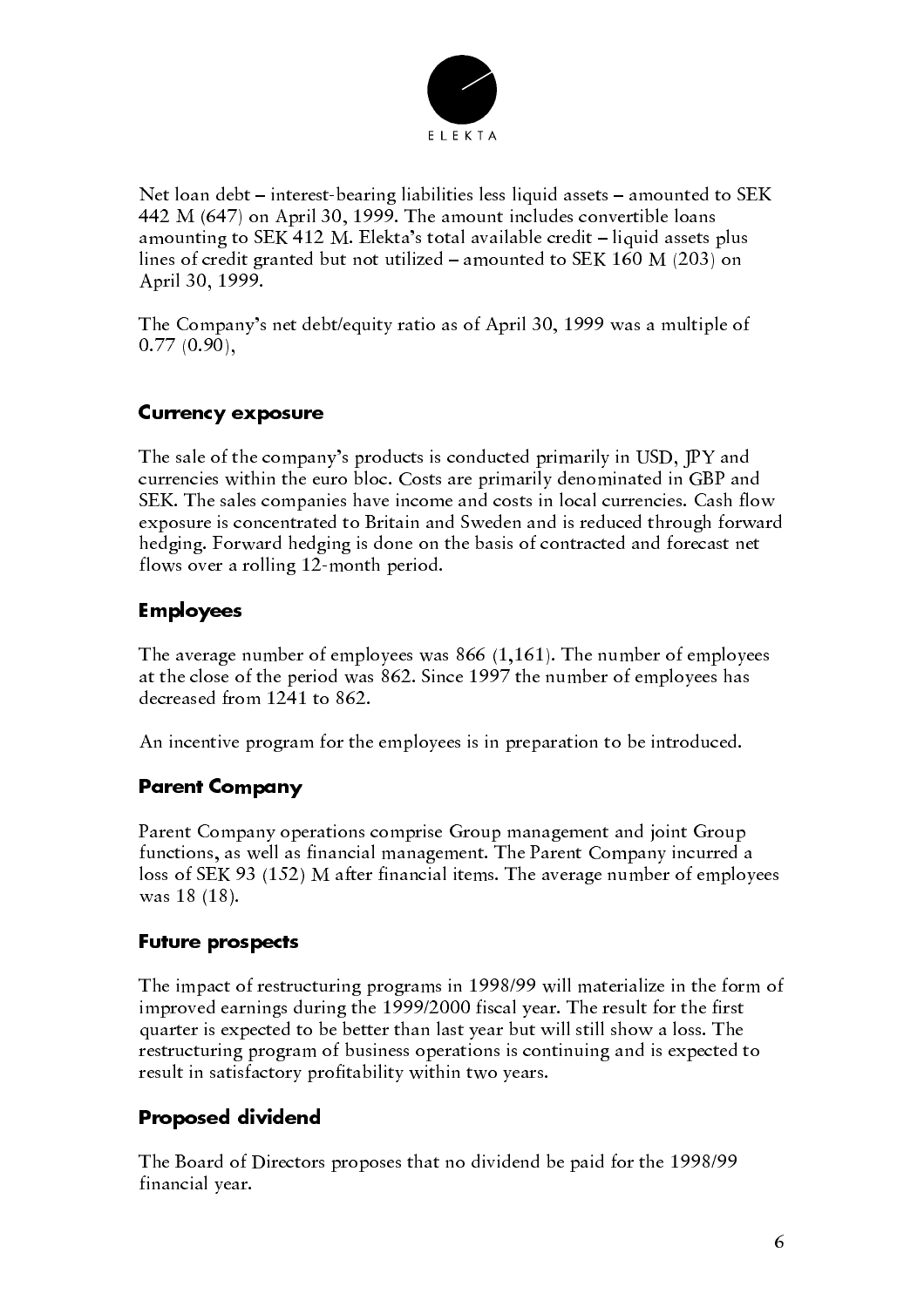Net loan debt – interest-bearing liabilities less liquid assets – amounted to SEK 442 M (647) on April 30, 1999. The amount includes convertible loans amounting to SEK 412 M. Elekta's total available credit – liquid assets plus lines of credit granted but not utilized – amounted to SEK 160 M (203) on April 30, 1999.

The Company's net debt/equity ratio as of April 30, 1999 was a multiple of 0.77 (0.90),

## Currency exposure

The sale of the company's products is conducted primarily in USD, JPY and currencies within the euro bloc. Costs are primarily denominated in GBP and SEK. The sales companies have income and costs in local currencies. Cash flow exposure is concentrated to Britain and Sweden and is reduced through forward hedging. Forward hedging is done on the basis of contracted and forecast net flows over a rolling 12-month period.

## Employees

The average number of employees was 866 (1,161). The number of employees at the close of the period was 862. Since 1997 the number of employees has decreased from 1241 to 862.

An incentive program for the employees is in preparation to be introduced.

## Parent Company

Parent Company operations comprise Group management and joint Group functions, as well as financial management. The Parent Company incurred a loss of SEK 93 (152) M after financial items. The average number of employees was 18 (18).

## Future prospects

The impact of restructuring programs in 1998/99 will materialize in the form of improved earnings during the 1999/2000 fiscal year. The result for the first quarter is expected to be better than last year but will still show a loss. The restructuring program of business operations is continuing and is expected to result in satisfactory profitability within two years.

## Proposed dividend

The Board of Directors proposes that no dividend be paid for the 1998/99 financial year.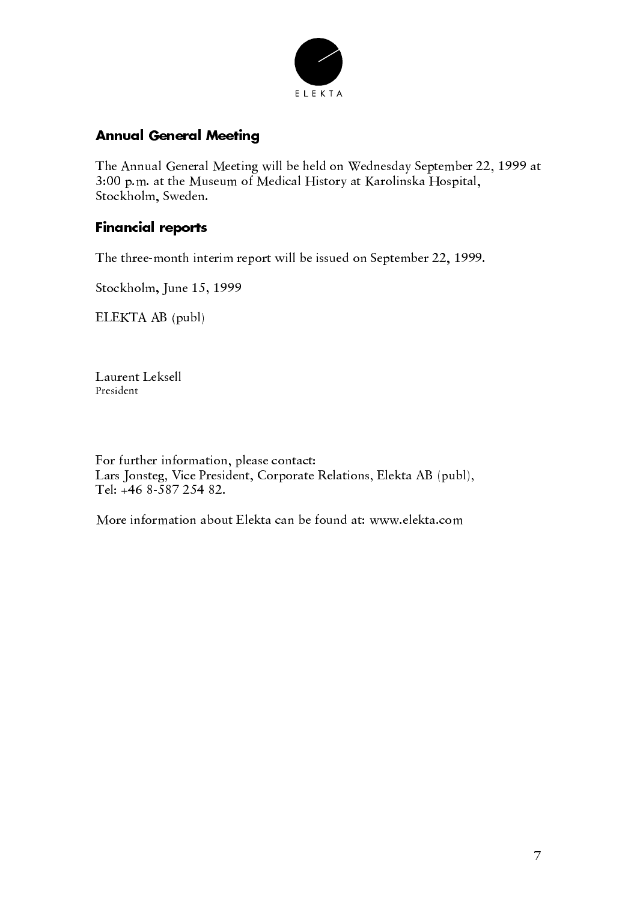ELEKTA

## Annual General Meeting

The Annual General Meeting will be held on Wednesday September 22, 1999 at 3:00 p.m. at the Museum of Medical History at Karolinska Hospital, Stockholm, Sweden.

## Financial reports

The three-month interim report will be issued on September 22, 1999.

Stockholm, June 15, 1999

ELEKTA AB (publ)

Laurent Leksell
President

For further information, please contact:
Lars Jonsteg, Vice President, Corporate Relations, Elekta AB (publ),
Tel: +46 8-587 254 82.

More information about Elekta can be found at: www.elekta.com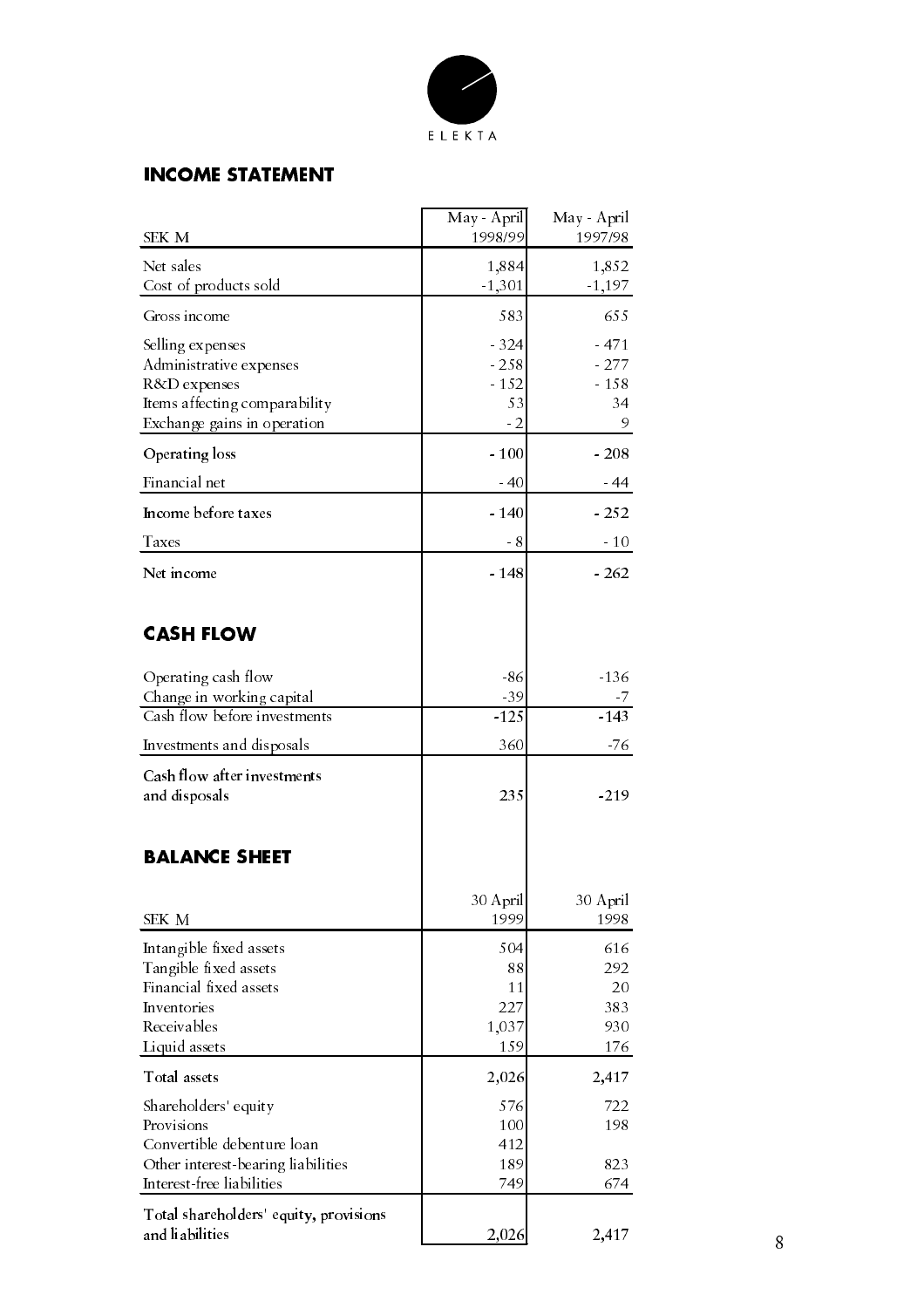ELEKTA

## INCOME STATEMENT

| SEK M | May - April 1998/99 | May - April 1997/98 |
|---|---|---|
| Net sales | 1,884 | 1,852 |
| Cost of products sold | -1,301 | -1,197 |
| Gross income | 583 | 655 |
| Selling expenses | - 324 | - 471 |
| Administrative expenses | - 258 | - 277 |
| R&D expenses | - 152 | - 158 |
| Items affecting comparability | 53 | 34 |
| Exchange gains in operation | - 2 | 9 |
| Operating loss | - 100 | - 208 |
| Financial net | - 40 | - 44 |
| Income before taxes | - 140 | - 252 |
| Taxes | - 8 | - 10 |
| Net income | - 148 | - 262 |

## CASH FLOW

| | May - April 1998/99 | May - April 1997/98 |
|---|---|---|
| Operating cash flow | -86 | -136 |
| Change in working capital | -39 | -7 |
| Cash flow before investments | -125 | -143 |
| Investments and disposals | 360 | -76 |
| Cash flow after investments and disposals | 235 | -219 |

## BALANCE SHEET

| SEK M | 30 April 1999 | 30 April 1998 |
|---|---|---|
| Intangible fixed assets | 504 | 616 |
| Tangible fixed assets | 88 | 292 |
| Financial fixed assets | 11 | 20 |
| Inventories | 227 | 383 |
| Receivables | 1,037 | 930 |
| Liquid assets | 159 | 176 |
| Total assets | 2,026 | 2,417 |
| Shareholders' equity | 576 | 722 |
| Provisions | 100 | 198 |
| Convertible debenture loan | 412 | |
| Other interest-bearing liabilities | 189 | 823 |
| Interest-free liabilities | 749 | 674 |
| Total shareholders' equity, provisions and liabilities | 2,026 | 2,417 |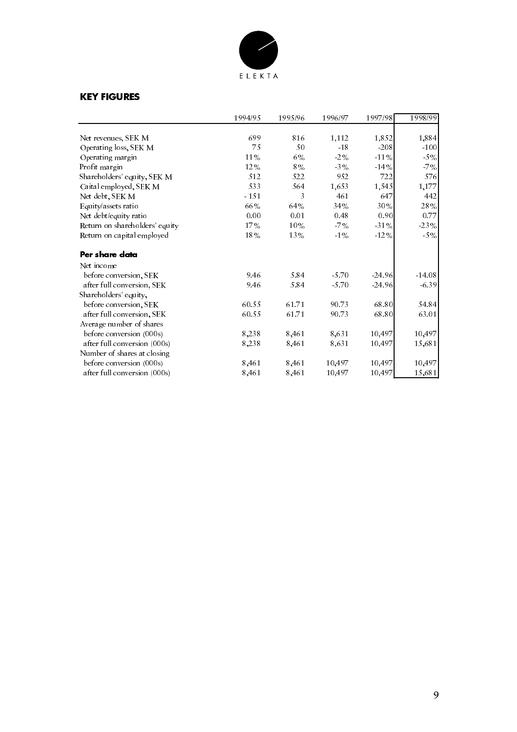ELEKTA

## KEY FIGURES

| | 1994/95 | 1995/96 | 1996/97 | 1997/98 | 1998/99 |
|---|---|---|---|---|---|
| Net revenues, SEK M | 699 | 816 | 1,112 | 1,852 | 1,884 |
| Operating loss, SEK M | 75 | 50 | -18 | -208 | -100 |
| Operating margin | 11% | 6% | -2% | -11% | -5% |
| Profit margin | 12% | 8% | -3% | -14% | -7% |
| Shareholders' equity, SEK M | 512 | 522 | 952 | 722 | 576 |
| Caital employed, SEK M | 533 | 564 | 1,653 | 1,545 | 1,177 |
| Net debt, SEK M | - 151 | 3 | 461 | 647 | 442 |
| Equity/assets ratio | 66% | 64% | 34% | 30% | 28% |
| Net debt/equity ratio | 0.00 | 0.01 | 0.48 | 0.90 | 0.77 |
| Return on shareholders' equity | 17% | 10% | -7% | -31% | -23% |
| Return on capital employed | 18% | 13% | -1% | -12% | -5% |
| **Per share data** | | | | | |
| Net income | | | | | |
| before conversion, SEK | 9.46 | 5.84 | -5.70 | -24.96 | -14.08 |
| after full conversion, SEK | 9.46 | 5.84 | -5.70 | -24.96 | -6.39 |
| Shareholders' equity, | | | | | |
| before conversion, SEK | 60.55 | 61.71 | 90.73 | 68.80 | 54.84 |
| after full conversion, SEK | 60.55 | 61.71 | 90.73 | 68.80 | 63.01 |
| Average number of shares | | | | | |
| before conversion (000s) | 8,238 | 8,461 | 8,631 | 10,497 | 10,497 |
| after full conversion (000s) | 8,238 | 8,461 | 8,631 | 10,497 | 15,681 |
| Number of shares at closing | | | | | |
| before conversion (000s) | 8,461 | 8,461 | 10,497 | 10,497 | 10,497 |
| after full conversion (000s) | 8,461 | 8,461 | 10,497 | 10,497 | 15,681 |